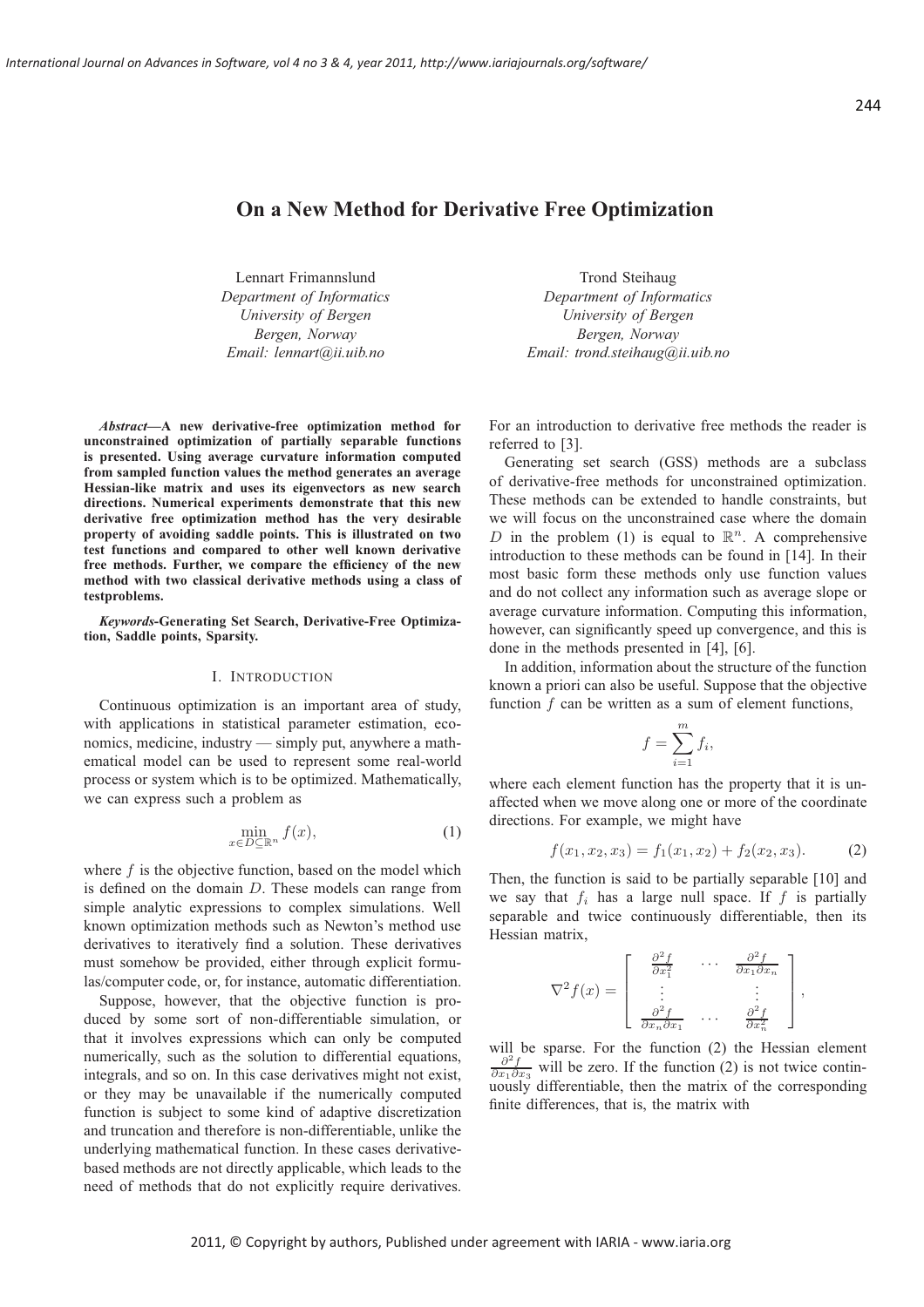# On a New Method for Derivative Free Optimization

Lennart Frimannslund
*Department of Informatics*
*University of Bergen*
*Bergen, Norway*
*Email: lennart@ii.uib.no*

Trond Steihaug
*Department of Informatics*
*University of Bergen*
*Bergen, Norway*
*Email: trond.steihaug@ii.uib.no*

***Abstract*—A new derivative-free optimization method for unconstrained optimization of partially separable functions is presented. Using average curvature information computed from sampled function values the method generates an average Hessian-like matrix and uses its eigenvectors as new search directions. Numerical experiments demonstrate that this new derivative free optimization method has the very desirable property of avoiding saddle points. This is illustrated on two test functions and compared to other well known derivative free methods. Further, we compare the efficiency of the new method with two classical derivative methods using a class of testproblems.**

***Keywords*-Generating Set Search, Derivative-Free Optimization, Saddle points, Sparsity.**

## I. Introduction

Continuous optimization is an important area of study, with applications in statistical parameter estimation, economics, medicine, industry — simply put, anywhere a mathematical model can be used to represent some real-world process or system which is to be optimized. Mathematically, we can express such a problem as

$$\min_{x \in D \subseteq \mathbb{R}^n} f(x), \tag{1}$$

where $f$ is the objective function, based on the model which is defined on the domain $D$. These models can range from simple analytic expressions to complex simulations. Well known optimization methods such as Newton's method use derivatives to iteratively find a solution. These derivatives must somehow be provided, either through explicit formulas/computer code, or, for instance, automatic differentiation.

Suppose, however, that the objective function is produced by some sort of non-differentiable simulation, or that it involves expressions which can only be computed numerically, such as the solution to differential equations, integrals, and so on. In this case derivatives might not exist, or they may be unavailable if the numerically computed function is subject to some kind of adaptive discretization and truncation and therefore is non-differentiable, unlike the underlying mathematical function. In these cases derivative-based methods are not directly applicable, which leads to the need of methods that do not explicitly require derivatives. For an introduction to derivative free methods the reader is referred to [3].

Generating set search (GSS) methods are a subclass of derivative-free methods for unconstrained optimization. These methods can be extended to handle constraints, but we will focus on the unconstrained case where the domain $D$ in the problem (1) is equal to $\mathbb{R}^n$. A comprehensive introduction to these methods can be found in [14]. In their most basic form these methods only use function values and do not collect any information such as average slope or average curvature information. Computing this information, however, can significantly speed up convergence, and this is done in the methods presented in [4], [6].

In addition, information about the structure of the function known a priori can also be useful. Suppose that the objective function $f$ can be written as a sum of element functions,

$$f = \sum_{i=1}^{m} f_i,$$

where each element function has the property that it is unaffected when we move along one or more of the coordinate directions. For example, we might have

$$f(x_1, x_2, x_3) = f_1(x_1, x_2) + f_2(x_2, x_3). \tag{2}$$

Then, the function is said to be partially separable [10] and we say that $f_i$ has a large null space. If $f$ is partially separable and twice continuously differentiable, then its Hessian matrix,

$$\nabla^2 f(x) = \begin{bmatrix} \frac{\partial^2 f}{\partial x_1^2} & \cdots & \frac{\partial^2 f}{\partial x_1 \partial x_n} \\ \vdots & & \vdots \\ \frac{\partial^2 f}{\partial x_n \partial x_1} & \cdots & \frac{\partial^2 f}{\partial x_n^2} \end{bmatrix},$$

will be sparse. For the function (2) the Hessian element $\frac{\partial^2 f}{\partial x_1 \partial x_3}$ will be zero. If the function (2) is not twice continuously differentiable, then the matrix of the corresponding finite differences, that is, the matrix with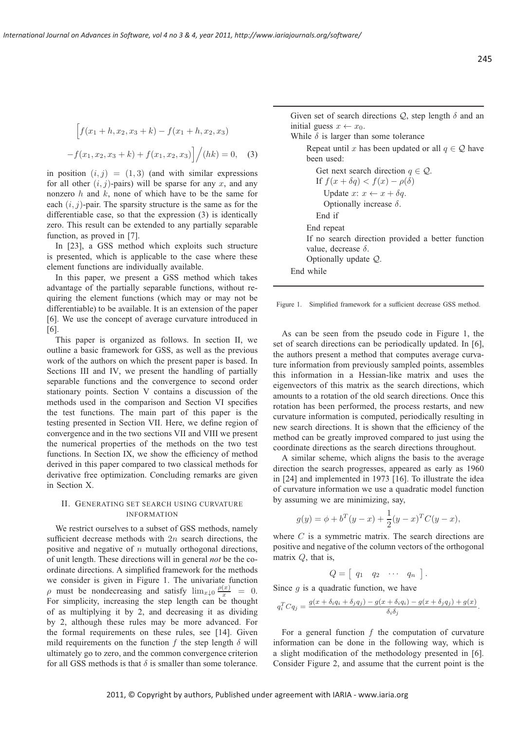$$\Big[f(x_1 + h, x_2, x_3 + k) - f(x_1 + h, x_2, x_3)$$

$$-f(x_1, x_2, x_3 + k) + f(x_1, x_2, x_3)\Big] \Big/ (hk) = 0, \quad (3)$$

in position $(i, j) = (1, 3)$ (and with similar expressions for all other $(i, j)$-pairs) will be sparse for any $x$, and any nonzero $h$ and $k$, none of which have to be the same for each $(i, j)$-pair. The sparsity structure is the same as for the differentiable case, so that the expression (3) is identically zero. This result can be extended to any partially separable function, as proved in [7].

In [23], a GSS method which exploits such structure is presented, which is applicable to the case where these element functions are individually available.

In this paper, we present a GSS method which takes advantage of the partially separable functions, without requiring the element functions (which may or may not be differentiable) to be available. It is an extension of the paper [6]. We use the concept of average curvature introduced in [6].

This paper is organized as follows. In section II, we outline a basic framework for GSS, as well as the previous work of the authors on which the present paper is based. In Sections III and IV, we present the handling of partially separable functions and the convergence to second order stationary points. Section V contains a discussion of the methods used in the comparison and Section VI specifies the test functions. The main part of this paper is the testing presented in Section VII. Here, we define region of convergence and in the two sections VII and VIII we present the numerical properties of the methods on the two test functions. In Section IX, we show the efficiency of method derived in this paper compared to two classical methods for derivative free optimization. Concluding remarks are given in Section X.

## II. Generating set search using curvature information

We restrict ourselves to a subset of GSS methods, namely sufficient decrease methods with $2n$ search directions, the positive and negative of $n$ mutually orthogonal directions, of unit length. These directions will in general *not* be the coordinate directions. A simplified framework for the methods we consider is given in Figure 1. The univariate function $\rho$ must be nondecreasing and satisfy $\lim_{x \downarrow 0} \frac{\rho(x)}{x} = 0$. For simplicity, increasing the step length can be thought of as multiplying it by 2, and decreasing it as dividing by 2, although these rules may be more advanced. For the formal requirements on these rules, see [14]. Given mild requirements on the function $f$ the step length $\delta$ will ultimately go to zero, and the common convergence criterion for all GSS methods is that $\delta$ is smaller than some tolerance.

```
Given set of search directions Q, step length δ and an
initial guess x ← x0.
While δ is larger than some tolerance
    Repeat until x has been updated or all q ∈ Q have
    been used:
        Get next search direction q ∈ Q.
        If f(x + δq) < f(x) − ρ(δ)
            Update x: x ← x + δq.
            Optionally increase δ.
        End if
    End repeat
    If no search direction provided a better function
    value, decrease δ.
    Optionally update Q.
End while
```

Figure 1. Simplified framework for a sufficient decrease GSS method.

As can be seen from the pseudo code in Figure 1, the set of search directions can be periodically updated. In [6], the authors present a method that computes average curvature information from previously sampled points, assembles this information in a Hessian-like matrix and uses the eigenvectors of this matrix as the search directions, which amounts to a rotation of the old search directions. Once this rotation has been performed, the process restarts, and new curvature information is computed, periodically resulting in new search directions. It is shown that the efficiency of the method can be greatly improved compared to just using the coordinate directions as the search directions throughout.

A similar scheme, which aligns the basis to the average direction the search progresses, appeared as early as 1960 in [24] and implemented in 1973 [16]. To illustrate the idea of curvature information we use a quadratic model function by assuming we are minimizing, say,

$$g(y) = \phi + b^T(y - x) + \frac{1}{2}(y - x)^T C (y - x),$$

where $C$ is a symmetric matrix. The search directions are positive and negative of the column vectors of the orthogonal matrix $Q$, that is,

$$Q = \left[\begin{array}{cccc} q_1 & q_2 & \cdots & q_n \end{array}\right].$$

Since $g$ is a quadratic function, we have

$$q_i^T C q_j = \frac{g(x + \delta_i q_i + \delta_j q_j) - g(x + \delta_i q_i) - g(x + \delta_j q_j) + g(x)}{\delta_i \delta_j}.$$

For a general function $f$ the computation of curvature information can be done in the following way, which is a slight modification of the methodology presented in [6]. Consider Figure 2, and assume that the current point is the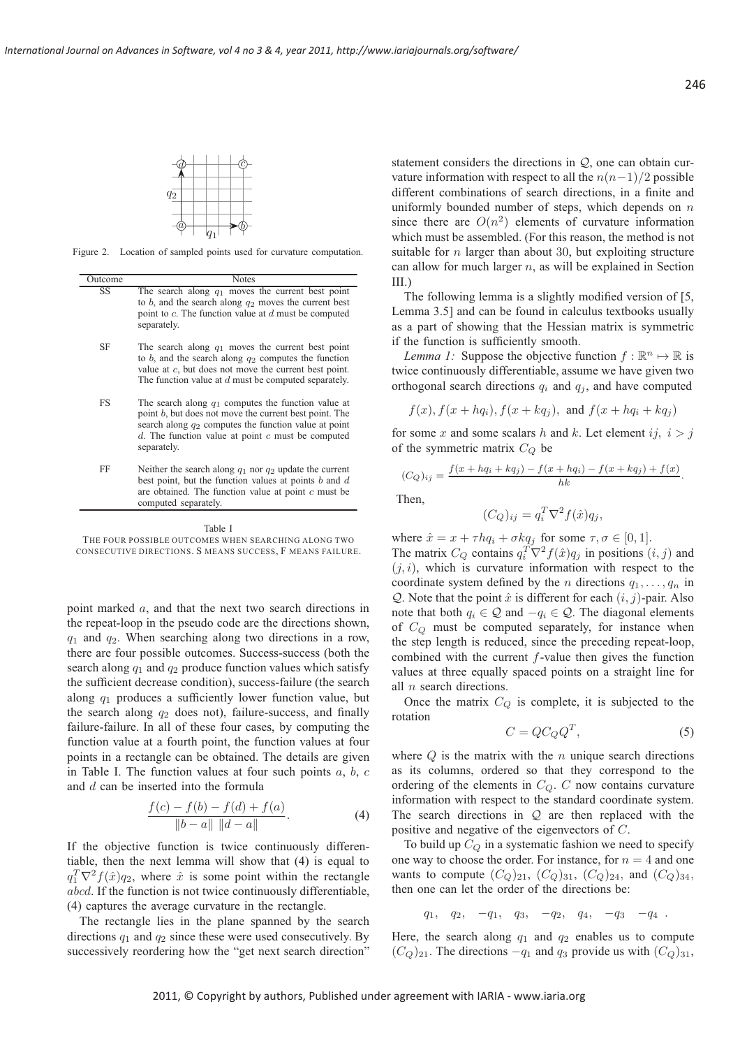Figure 2. Location of sampled points used for curvature computation.

| Outcome | Notes |
|---|---|
| SS | The search along $q_1$ moves the current best point to $b$, and the search along $q_2$ moves the current best point to $c$. The function value at $d$ must be computed separately. |
| SF | The search along $q_1$ moves the current best point to $b$, and the search along $q_2$ computes the function value at $c$, but does not move the current best point. The function value at $d$ must be computed separately. |
| FS | The search along $q_1$ computes the function value at point $b$, but does not move the current best point. The search along $q_2$ computes the function value at point $d$. The function value at point $c$ must be computed separately. |
| FF | Neither the search along $q_1$ nor $q_2$ update the current best point, but the function values at points $b$ and $d$ are obtained. The function value at point $c$ must be computed separately. |

Table I
THE FOUR POSSIBLE OUTCOMES WHEN SEARCHING ALONG TWO CONSECUTIVE DIRECTIONS. S MEANS SUCCESS, F MEANS FAILURE.

point marked $a$, and that the next two search directions in the repeat-loop in the pseudo code are the directions shown, $q_1$ and $q_2$. When searching along two directions in a row, there are four possible outcomes. Success-success (both the search along $q_1$ and $q_2$ produce function values which satisfy the sufficient decrease condition), success-failure (the search along $q_1$ produces a sufficiently lower function value, but the search along $q_2$ does not), failure-success, and finally failure-failure. In all of these four cases, by computing the function value at a fourth point, the function values at four points in a rectangle can be obtained. The details are given in Table I. The function values at four such points $a$, $b$, $c$ and $d$ can be inserted into the formula

$$\frac{f(c) - f(b) - f(d) + f(a)}{\|b - a\| \ \|d - a\|}. \tag{4}$$

If the objective function is twice continuously differentiable, then the next lemma will show that (4) is equal to $q_1^T \nabla^2 f(\hat{x}) q_2$, where $\hat{x}$ is some point within the rectangle $abcd$. If the function is not twice continuously differentiable, (4) captures the average curvature in the rectangle.

The rectangle lies in the plane spanned by the search directions $q_1$ and $q_2$ since these were used consecutively. By successively reordering how the "get next search direction" statement considers the directions in $\mathcal{Q}$, one can obtain curvature information with respect to all the $n(n-1)/2$ possible different combinations of search directions, in a finite and uniformly bounded number of steps, which depends on $n$ since there are $O(n^2)$ elements of curvature information which must be assembled. (For this reason, the method is not suitable for $n$ larger than about 30, but exploiting structure can allow for much larger $n$, as will be explained in Section III.)

The following lemma is a slightly modified version of [5, Lemma 3.5] and can be found in calculus textbooks usually as a part of showing that the Hessian matrix is symmetric if the function is sufficiently smooth.

*Lemma 1:* Suppose the objective function $f : \mathbb{R}^n \mapsto \mathbb{R}$ is twice continuously differentiable, assume we have given two orthogonal search directions $q_i$ and $q_j$, and have computed

$$f(x), f(x + hq_i), f(x + kq_j), \text{ and } f(x + hq_i + kq_j)$$

for some $x$ and some scalars $h$ and $k$. Let element $ij$, $i > j$ of the symmetric matrix $C_Q$ be

$$(C_Q)_{ij} = \frac{f(x + hq_i + kq_j) - f(x + hq_i) - f(x + kq_j) + f(x)}{hk}.$$

Then,

$$(C_Q)_{ij} = q_i^T \nabla^2 f(\hat{x}) q_j,$$

where $\hat{x} = x + \tau h q_i + \sigma k q_j$ for some $\tau, \sigma \in [0, 1]$.

The matrix $C_Q$ contains $q_i^T \nabla^2 f(\hat{x}) q_j$ in positions $(i, j)$ and $(j, i)$, which is curvature information with respect to the coordinate system defined by the $n$ directions $q_1, \ldots, q_n$ in $\mathcal{Q}$. Note that the point $\hat{x}$ is different for each $(i, j)$-pair. Also note that both $q_i \in \mathcal{Q}$ and $-q_i \in \mathcal{Q}$. The diagonal elements of $C_Q$ must be computed separately, for instance when the step length is reduced, since the preceding repeat-loop, combined with the current $f$-value then gives the function values at three equally spaced points on a straight line for all $n$ search directions.

Once the matrix $C_Q$ is complete, it is subjected to the rotation

$$C = Q C_Q Q^T, \tag{5}$$

where $Q$ is the matrix with the $n$ unique search directions as its columns, ordered so that they correspond to the ordering of the elements in $C_Q$. $C$ now contains curvature information with respect to the standard coordinate system. The search directions in $\mathcal{Q}$ are then replaced with the positive and negative of the eigenvectors of $C$.

To build up $C_Q$ in a systematic fashion we need to specify one way to choose the order. For instance, for $n = 4$ and one wants to compute $(C_Q)_{21}$, $(C_Q)_{31}$, $(C_Q)_{24}$, and $(C_Q)_{34}$, then one can let the order of the directions be:

$$q_1, \quad q_2, \quad -q_1, \quad q_3, \quad -q_2, \quad q_4, \quad -q_3 \quad -q_4 \ .$$

Here, the search along $q_1$ and $q_2$ enables us to compute $(C_Q)_{21}$. The directions $-q_1$ and $q_3$ provide us with $(C_Q)_{31}$,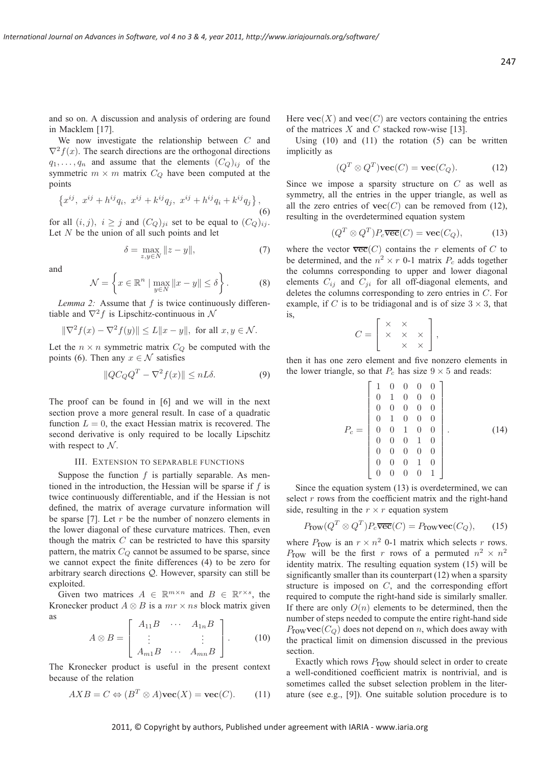and so on. A discussion and analysis of ordering are found in Macklem [17].

We now investigate the relationship between $C$ and $\nabla^2 f(x)$. The search directions are the orthogonal directions $q_1, \ldots, q_n$ and assume that the elements $(C_Q)_{ij}$ of the symmetric $m \times m$ matrix $C_Q$ have been computed at the points

$$\left\{x^{ij},\ x^{ij} + h^{ij} q_i,\ x^{ij} + k^{ij} q_j,\ x^{ij} + h^{ij} q_i + k^{ij} q_j\right\}, \tag{6}$$

for all $(i, j)$, $i \geq j$ and $(C_Q)_{ji}$ set to be equal to $(C_Q)_{ij}$. Let $N$ be the union of all such points and let

$$\delta = \max_{z, y \in N} \|z - y\|, \tag{7}$$

and

$$\mathcal{N} = \left\{ x \in \mathbb{R}^n \mid \max_{y \in N} \|x - y\| \leq \delta \right\}. \tag{8}$$

*Lemma 2:* Assume that $f$ is twice continuously differentiable and $\nabla^2 f$ is Lipschitz-continuous in $\mathcal{N}$

$$\|\nabla^2 f(x) - \nabla^2 f(y)\| \leq L\|x - y\|, \text{ for all } x, y \in \mathcal{N}.$$

Let the $n \times n$ symmetric matrix $C_Q$ be computed with the points (6). Then any $x \in \mathcal{N}$ satisfies

$$\|Q C_Q Q^T - \nabla^2 f(x)\| \leq nL\delta. \tag{9}$$

The proof can be found in [6] and we will in the next section prove a more general result. In case of a quadratic function $L = 0$, the exact Hessian matrix is recovered. The second derivative is only required to be locally Lipschitz with respect to $\mathcal{N}$.

## III. Extension to separable functions

Suppose the function $f$ is partially separable. As mentioned in the introduction, the Hessian will be sparse if $f$ is twice continuously differentiable, and if the Hessian is not defined, the matrix of average curvature information will be sparse [7]. Let $r$ be the number of nonzero elements in the lower diagonal of these curvature matrices. Then, even though the matrix $C$ can be restricted to have this sparsity pattern, the matrix $C_Q$ cannot be assumed to be sparse, since we cannot expect the finite differences (4) to be zero for arbitrary search directions $\mathcal{Q}$. However, sparsity can still be exploited.

Given two matrices $A \in \mathbb{R}^{m \times n}$ and $B \in \mathbb{R}^{r \times s}$, the Kronecker product $A \otimes B$ is a $mr \times ns$ block matrix given as

$$A \otimes B = \begin{bmatrix} A_{11}B & \cdots & A_{1n}B \\ \vdots & & \vdots \\ A_{m1}B & \cdots & A_{mn}B \end{bmatrix}. \tag{10}$$

The Kronecker product is useful in the present context because of the relation

$$AXB = C \Leftrightarrow (B^T \otimes A)\mathbf{vec}(X) = \mathbf{vec}(C). \tag{11}$$

Here $\mathbf{vec}(X)$ and $\mathbf{vec}(C)$ are vectors containing the entries of the matrices $X$ and $C$ stacked row-wise [13].

Using (10) and (11) the rotation (5) can be written implicitly as

$$(Q^T \otimes Q^T)\mathbf{vec}(C) = \mathbf{vec}(C_Q). \tag{12}$$

Since we impose a sparsity structure on $C$ as well as symmetry, all the entries in the upper triangle, as well as all the zero entries of $\mathbf{vec}(C)$ can be removed from (12), resulting in the overdetermined equation system

$$(Q^T \otimes Q^T)P_c\overline{\mathbf{vec}}(C) = \mathbf{vec}(C_Q), \tag{13}$$

where the vector $\overline{\mathbf{vec}}(C)$ contains the $r$ elements of $C$ to be determined, and the $n^2 \times r$ 0-1 matrix $P_c$ adds together the columns corresponding to upper and lower diagonal elements $C_{ij}$ and $C_{ji}$ for all off-diagonal elements, and deletes the columns corresponding to zero entries in $C$. For example, if $C$ is to be tridiagonal and is of size $3 \times 3$, that is,

$$C = \begin{bmatrix} \times & \times & \\ \times & \times & \times \\ & \times & \times \end{bmatrix},$$

then it has one zero element and five nonzero elements in the lower triangle, so that $P_c$ has size $9 \times 5$ and reads:

$$P_c = \begin{bmatrix} 1 & 0 & 0 & 0 & 0 \\ 0 & 1 & 0 & 0 & 0 \\ 0 & 0 & 0 & 0 & 0 \\ 0 & 1 & 0 & 0 & 0 \\ 0 & 0 & 1 & 0 & 0 \\ 0 & 0 & 0 & 1 & 0 \\ 0 & 0 & 0 & 0 & 0 \\ 0 & 0 & 0 & 1 & 0 \\ 0 & 0 & 0 & 0 & 1 \end{bmatrix}. \tag{14}$$

Since the equation system (13) is overdetermined, we can select $r$ rows from the coefficient matrix and the right-hand side, resulting in the $r \times r$ equation system

$$P_{\text{row}}(Q^T \otimes Q^T)P_c\overline{\mathbf{vec}}(C) = P_{\text{row}}\mathbf{vec}(C_Q), \tag{15}$$

where $P_{\text{row}}$ is an $r \times n^2$ 0-1 matrix which selects $r$ rows. $P_{\text{row}}$ will be the first $r$ rows of a permuted $n^2 \times n^2$ identity matrix. The resulting equation system (15) will be significantly smaller than its counterpart (12) when a sparsity structure is imposed on $C$, and the corresponding effort required to compute the right-hand side is similarly smaller. If there are only $O(n)$ elements to be determined, then the number of steps needed to compute the entire right-hand side $P_{\text{row}}\mathbf{vec}(C_Q)$ does not depend on $n$, which does away with the practical limit on dimension discussed in the previous section.

Exactly which rows $P_{\text{row}}$ should select in order to create a well-conditioned coefficient matrix is nontrivial, and is sometimes called the subset selection problem in the literature (see e.g., [9]). One suitable solution procedure is to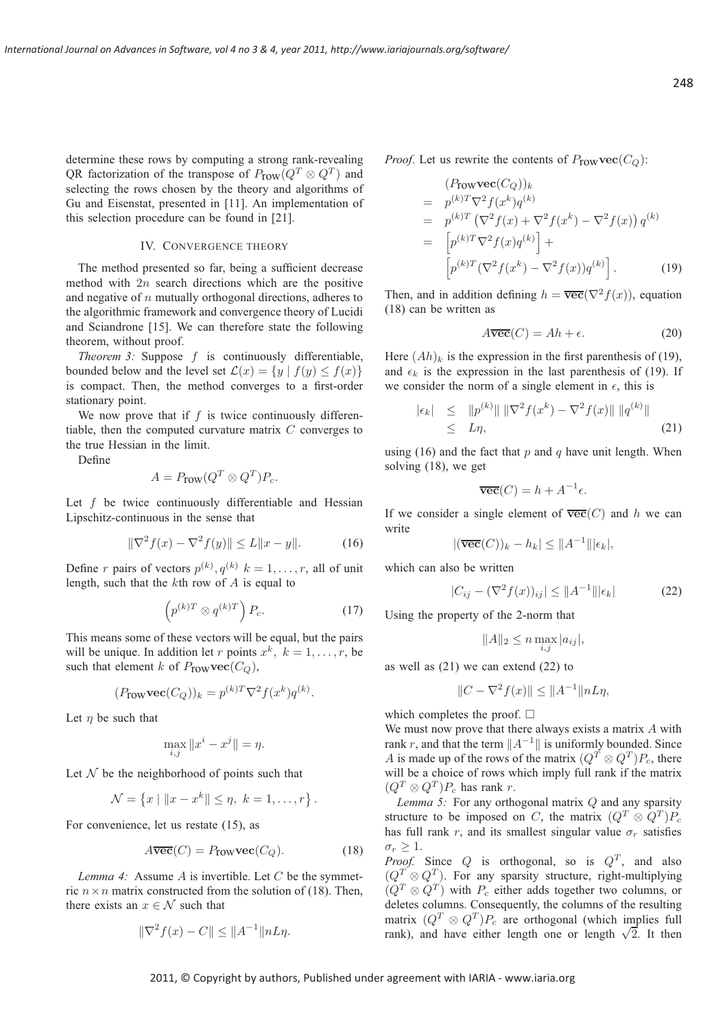determine these rows by computing a strong rank-revealing QR factorization of the transpose of $P_{\text{row}}(Q^T \otimes Q^T)$ and selecting the rows chosen by the theory and algorithms of Gu and Eisenstat, presented in [11]. An implementation of this selection procedure can be found in [21].

## IV. Convergence theory

The method presented so far, being a sufficient decrease method with $2n$ search directions which are the positive and negative of $n$ mutually orthogonal directions, adheres to the algorithmic framework and convergence theory of Lucidi and Sciandrone [15]. We can therefore state the following theorem, without proof.

*Theorem 3:* Suppose $f$ is continuously differentiable, bounded below and the level set $\mathcal{L}(x) = \{y \mid f(y) \leq f(x)\}$ is compact. Then, the method converges to a first-order stationary point.

We now prove that if $f$ is twice continuously differentiable, then the computed curvature matrix $C$ converges to the true Hessian in the limit.

Define

$$A = P_{\text{row}}(Q^T \otimes Q^T)P_c.$$

Let $f$ be twice continuously differentiable and Hessian Lipschitz-continuous in the sense that

$$\|\nabla^2 f(x) - \nabla^2 f(y)\| \leq L\|x - y\|. \tag{16}$$

Define $r$ pairs of vectors $p^{(k)}, q^{(k)}$ $k = 1, \ldots, r$, all of unit length, such that the $k$th row of $A$ is equal to

$$\left(p^{(k)T} \otimes q^{(k)T}\right) P_c. \tag{17}$$

This means some of these vectors will be equal, but the pairs will be unique. In addition let $r$ points $x^k$, $k = 1, \ldots, r$, be such that element $k$ of $P_{\text{row}}\mathbf{vec}(C_Q)$,

$$(P_{\text{row}}\mathbf{vec}(C_Q))_k = p^{(k)T}\nabla^2 f(x^k)q^{(k)}.$$

Let $\eta$ be such that

$$\max_{i,j} \|x^i - x^j\| = \eta.$$

Let $\mathcal{N}$ be the neighborhood of points such that

$$\mathcal{N} = \left\{x \mid \|x - x^k\| \leq \eta,\ k = 1, \ldots, r\right\}.$$

For convenience, let us restate (15), as

$$A\overline{\mathbf{vec}}(C) = P_{\text{row}}\mathbf{vec}(C_Q). \tag{18}$$

*Lemma 4:* Assume $A$ is invertible. Let $C$ be the symmetric $n \times n$ matrix constructed from the solution of (18). Then, there exists an $x \in \mathcal{N}$ such that

$$\|\nabla^2 f(x) - C\| \leq \|A^{-1}\|nL\eta.$$

*Proof.* Let us rewrite the contents of $P_{\text{row}}\mathbf{vec}(C_Q)$:

$$\begin{aligned}
&(P_{\text{row}}\mathbf{vec}(C_Q))_k \\
= \;& p^{(k)T}\nabla^2 f(x^k)q^{(k)} \\
= \;& p^{(k)T}\left(\nabla^2 f(x) + \nabla^2 f(x^k) - \nabla^2 f(x)\right)q^{(k)} \\
= \;& \left[p^{(k)T}\nabla^2 f(x)q^{(k)}\right] + \\
& \left[p^{(k)T}(\nabla^2 f(x^k) - \nabla^2 f(x))q^{(k)}\right].
\end{aligned} \tag{19}$$

Then, and in addition defining $h = \overline{\mathbf{vec}}(\nabla^2 f(x))$, equation (18) can be written as

$$A\overline{\mathbf{vec}}(C) = Ah + \epsilon. \tag{20}$$

Here $(Ah)_k$ is the expression in the first parenthesis of (19), and $\epsilon_k$ is the expression in the last parenthesis of (19). If we consider the norm of a single element in $\epsilon$, this is

$$\begin{aligned}
|\epsilon_k| &\leq \|p^{(k)}\| \, \|\nabla^2 f(x^k) - \nabla^2 f(x)\| \, \|q^{(k)}\| \\
&\leq L\eta,
\end{aligned} \tag{21}$$

using (16) and the fact that $p$ and $q$ have unit length. When solving (18), we get

$$\overline{\mathbf{vec}}(C) = h + A^{-1}\epsilon.$$

If we consider a single element of $\overline{\mathbf{vec}}(C)$ and $h$ we can write

$$|(\overline{\mathbf{vec}}(C))_k - h_k| \leq \|A^{-1}\||\epsilon_k|,$$

which can also be written

$$|C_{ij} - (\nabla^2 f(x))_{ij}| \leq \|A^{-1}\||\epsilon_k| \tag{22}$$

Using the property of the 2-norm that

$$\|A\|_2 \leq n \max_{i,j} |a_{ij}|,$$

as well as (21) we can extend (22) to

$$\|C - \nabla^2 f(x)\| \leq \|A^{-1}\|nL\eta,$$

which completes the proof. □

We must now prove that there always exists a matrix $A$ with rank $r$, and that the term $\|A^{-1}\|$ is uniformly bounded. Since $A$ is made up of the rows of the matrix $(Q^T \otimes Q^T)P_c$, there will be a choice of rows which imply full rank if the matrix $(Q^T \otimes Q^T)P_c$ has rank $r$.

*Lemma 5:* For any orthogonal matrix $Q$ and any sparsity structure to be imposed on $C$, the matrix $(Q^T \otimes Q^T)P_c$ has full rank $r$, and its smallest singular value $\sigma_r$ satisfies $\sigma_r \geq 1$.

*Proof.* Since $Q$ is orthogonal, so is $Q^T$, and also $(Q^T \otimes Q^T)$. For any sparsity structure, right-multiplying $(Q^T \otimes Q^T)$ with $P_c$ either adds together two columns, or deletes columns. Consequently, the columns of the resulting matrix $(Q^T \otimes Q^T)P_c$ are orthogonal (which implies full rank), and have either length one or length $\sqrt{2}$. It then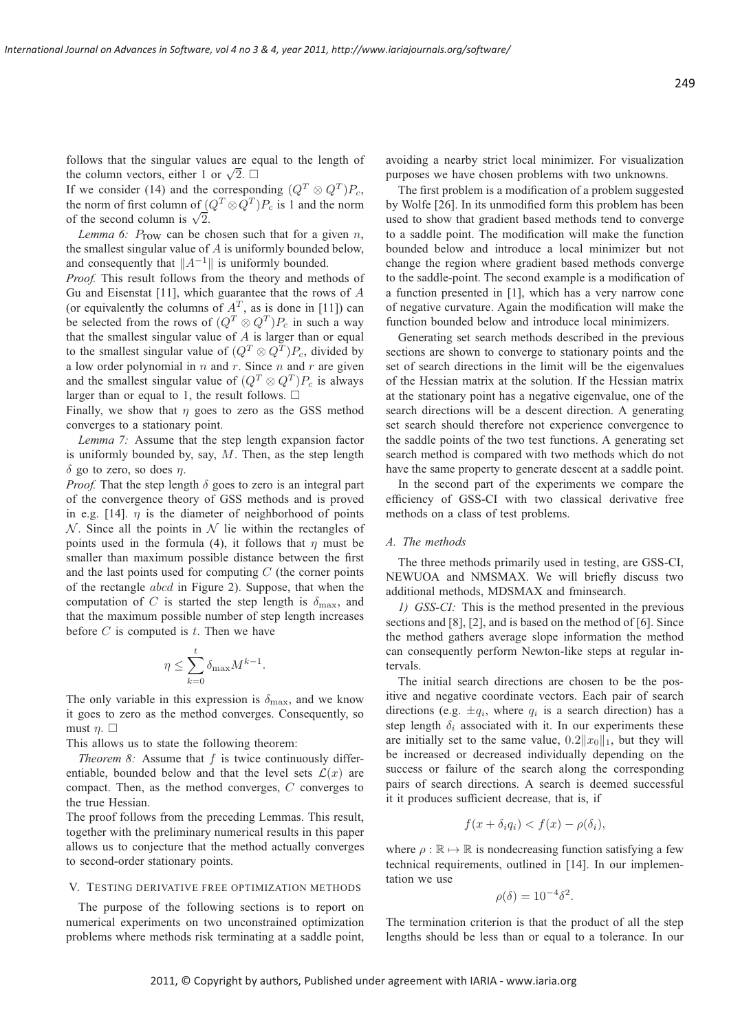follows that the singular values are equal to the length of the column vectors, either 1 or $\sqrt{2}$. □

If we consider (14) and the corresponding $(Q^T \otimes Q^T)P_c$, the norm of first column of $(Q^T \otimes Q^T)P_c$ is 1 and the norm of the second column is $\sqrt{2}$.

*Lemma 6:* $P_{\text{row}}$ can be chosen such that for a given $n$, the smallest singular value of $A$ is uniformly bounded below, and consequently that $\|A^{-1}\|$ is uniformly bounded.

*Proof.* This result follows from the theory and methods of Gu and Eisenstat [11], which guarantee that the rows of $A$ (or equivalently the columns of $A^T$, as is done in [11]) can be selected from the rows of $(Q^T \otimes Q^T)P_c$ in such a way that the smallest singular value of $A$ is larger than or equal to the smallest singular value of $(Q^T \otimes Q^T)P_c$, divided by a low order polynomial in $n$ and $r$. Since $n$ and $r$ are given and the smallest singular value of $(Q^T \otimes Q^T)P_c$ is always larger than or equal to 1, the result follows. □

Finally, we show that $\eta$ goes to zero as the GSS method converges to a stationary point.

*Lemma 7:* Assume that the step length expansion factor is uniformly bounded by, say, $M$. Then, as the step length $\delta$ go to zero, so does $\eta$.

*Proof.* That the step length $\delta$ goes to zero is an integral part of the convergence theory of GSS methods and is proved in e.g. [14]. $\eta$ is the diameter of neighborhood of points $\mathcal{N}$. Since all the points in $\mathcal{N}$ lie within the rectangles of points used in the formula (4), it follows that $\eta$ must be smaller than maximum possible distance between the first and the last points used for computing $C$ (the corner points of the rectangle $abcd$ in Figure 2). Suppose, that when the computation of $C$ is started the step length is $\delta_{\max}$, and that the maximum possible number of step length increases before $C$ is computed is $t$. Then we have

$$\eta \leq \sum_{k=0}^{t} \delta_{\max} M^{k-1}.$$

The only variable in this expression is $\delta_{\max}$, and we know it goes to zero as the method converges. Consequently, so must $\eta$. □

This allows us to state the following theorem:

*Theorem 8:* Assume that $f$ is twice continuously differentiable, bounded below and that the level sets $\mathcal{L}(x)$ are compact. Then, as the method converges, $C$ converges to the true Hessian.

The proof follows from the preceding Lemmas. This result, together with the preliminary numerical results in this paper allows us to conjecture that the method actually converges to second-order stationary points.

## V. Testing derivative free optimization methods

The purpose of the following sections is to report on numerical experiments on two unconstrained optimization problems where methods risk terminating at a saddle point, avoiding a nearby strict local minimizer. For visualization purposes we have chosen problems with two unknowns.

The first problem is a modification of a problem suggested by Wolfe [26]. In its unmodified form this problem has been used to show that gradient based methods tend to converge to a saddle point. The modification will make the function bounded below and introduce a local minimizer but not change the region where gradient based methods converge to the saddle-point. The second example is a modification of a function presented in [1], which has a very narrow cone of negative curvature. Again the modification will make the function bounded below and introduce local minimizers.

Generating set search methods described in the previous sections are shown to converge to stationary points and the set of search directions in the limit will be the eigenvalues of the Hessian matrix at the solution. If the Hessian matrix at the stationary point has a negative eigenvalue, one of the search directions will be a descent direction. A generating set search should therefore not experience convergence to the saddle points of the two test functions. A generating set search method is compared with two methods which do not have the same property to generate descent at a saddle point.

In the second part of the experiments we compare the efficiency of GSS-CI with two classical derivative free methods on a class of test problems.

### A. The methods

The three methods primarily used in testing, are GSS-CI, NEWUOA and NMSMAX. We will briefly discuss two additional methods, MDSMAX and fminsearch.

*1) GSS-CI:* This is the method presented in the previous sections and [8], [2], and is based on the method of [6]. Since the method gathers average slope information the method can consequently perform Newton-like steps at regular intervals.

The initial search directions are chosen to be the positive and negative coordinate vectors. Each pair of search directions (e.g. $\pm q_i$, where $q_i$ is a search direction) has a step length $\delta_i$ associated with it. In our experiments these are initially set to the same value, $0.2\|x_0\|_1$, but they will be increased or decreased individually depending on the success or failure of the search along the corresponding pairs of search directions. A search is deemed successful it it produces sufficient decrease, that is, if

$$f(x + \delta_i q_i) < f(x) - \rho(\delta_i),$$

where $\rho : \mathbb{R} \mapsto \mathbb{R}$ is nondecreasing function satisfying a few technical requirements, outlined in [14]. In our implementation we use

$$\rho(\delta) = 10^{-4}\delta^2.$$

The termination criterion is that the product of all the step lengths should be less than or equal to a tolerance. In our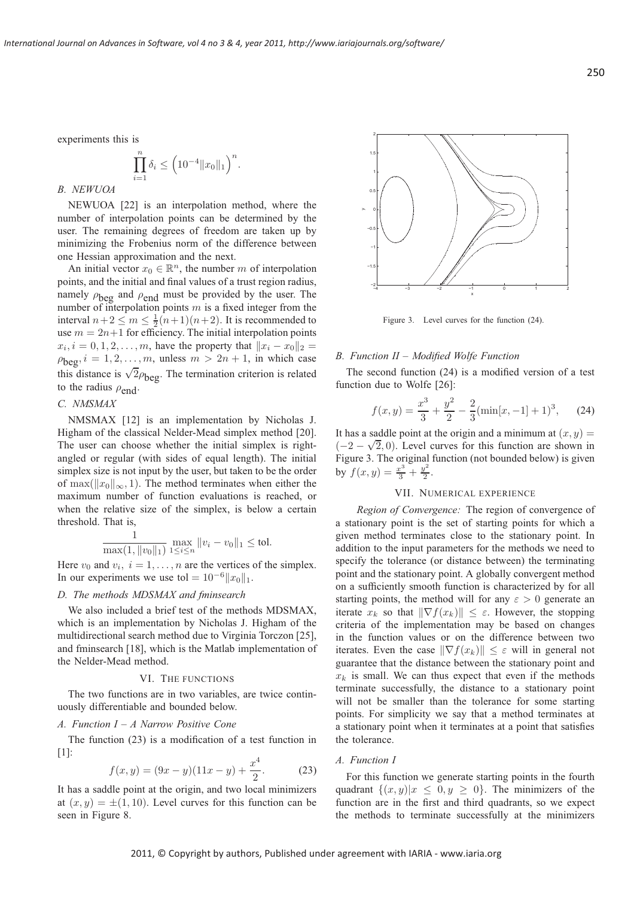experiments this is

$$\prod_{i=1}^{n} \delta_i \leq \left(10^{-4}\|x_0\|_1\right)^n.$$

### B. NEWUOA

NEWUOA [22] is an interpolation method, where the number of interpolation points can be determined by the user. The remaining degrees of freedom are taken up by minimizing the Frobenius norm of the difference between one Hessian approximation and the next.

An initial vector $x_0 \in \mathbb{R}^n$, the number $m$ of interpolation points, and the initial and final values of a trust region radius, namely $\rho_{\text{beg}}$ and $\rho_{\text{end}}$ must be provided by the user. The number of interpolation points $m$ is a fixed integer from the interval $n+2 \leq m \leq \frac{1}{2}(n+1)(n+2)$. It is recommended to use $m = 2n+1$ for efficiency. The initial interpolation points $x_i, i = 0, 1, 2, \ldots, m$, have the property that $\|x_i - x_0\|_2 = \rho_{\text{beg}}, i = 1, 2, \ldots, m$, unless $m > 2n+1$, in which case this distance is $\sqrt{2}\rho_{\text{beg}}$. The termination criterion is related to the radius $\rho_{\text{end}}$.

### C. NMSMAX

NMSMAX [12] is an implementation by Nicholas J. Higham of the classical Nelder-Mead simplex method [20]. The user can choose whether the initial simplex is right-angled or regular (with sides of equal length). The initial simplex size is not input by the user, but taken to be the order of $\max(\|x_0\|_\infty, 1)$. The method terminates when either the maximum number of function evaluations is reached, or when the relative size of the simplex, is below a certain threshold. That is,

$$\frac{1}{\max(1, \|v_0\|_1)} \max_{1 \leq i \leq n} \|v_i - v_0\|_1 \leq \text{tol}.$$

Here $v_0$ and $v_i,\ i = 1, \ldots, n$ are the vertices of the simplex. In our experiments we use $\text{tol} = 10^{-6}\|x_0\|_1$.

### D. The methods MDSMAX and fminsearch

We also included a brief test of the methods MDSMAX, which is an implementation by Nicholas J. Higham of the multidirectional search method due to Virginia Torczon [25], and fminsearch [18], which is the Matlab implementation of the Nelder-Mead method.

## VI. The functions

The two functions are in two variables, are twice continuously differentiable and bounded below.

### A. Function I – A Narrow Positive Cone

The function (23) is a modification of a test function in [1]:

$$f(x, y) = (9x - y)(11x - y) + \frac{x^4}{2}. \tag{23}$$

It has a saddle point at the origin, and two local minimizers at $(x, y) = \pm(1, 10)$. Level curves for this function can be seen in Figure 8.

Figure 3. Level curves for the function (24).

### B. Function II – Modified Wolfe Function

The second function (24) is a modified version of a test function due to Wolfe [26]:

$$f(x, y) = \frac{x^3}{3} + \frac{y^2}{2} - \frac{2}{3}(\min[x, -1] + 1)^3, \tag{24}$$

It has a saddle point at the origin and a minimum at $(x, y) = (-2 - \sqrt{2}, 0)$. Level curves for this function are shown in Figure 3. The original function (not bounded below) is given by $f(x, y) = \frac{x^3}{3} + \frac{y^2}{2}$.

## VII. Numerical experience

*Region of Convergence:* The region of convergence of a stationary point is the set of starting points for which a given method terminates close to the stationary point. In addition to the input parameters for the methods we need to specify the tolerance (or distance between) the terminating point and the stationary point. A globally convergent method on a sufficiently smooth function is characterized by for all starting points, the method will for any $\varepsilon > 0$ generate an iterate $x_k$ so that $\|\nabla f(x_k)\| \leq \varepsilon$. However, the stopping criteria of the implementation may be based on changes in the function values or on the difference between two iterates. Even the case $\|\nabla f(x_k)\| \leq \varepsilon$ will in general not guarantee that the distance between the stationary point and $x_k$ is small. We can thus expect that even if the methods terminate successfully, the distance to a stationary point will not be smaller than the tolerance for some starting points. For simplicity we say that a method terminates at a stationary point when it terminates at a point that satisfies the tolerance.

### A. Function I

For this function we generate starting points in the fourth quadrant $\{(x, y) | x \leq 0, y \geq 0\}$. The minimizers of the function are in the first and third quadrants, so we expect the methods to terminate successfully at the minimizers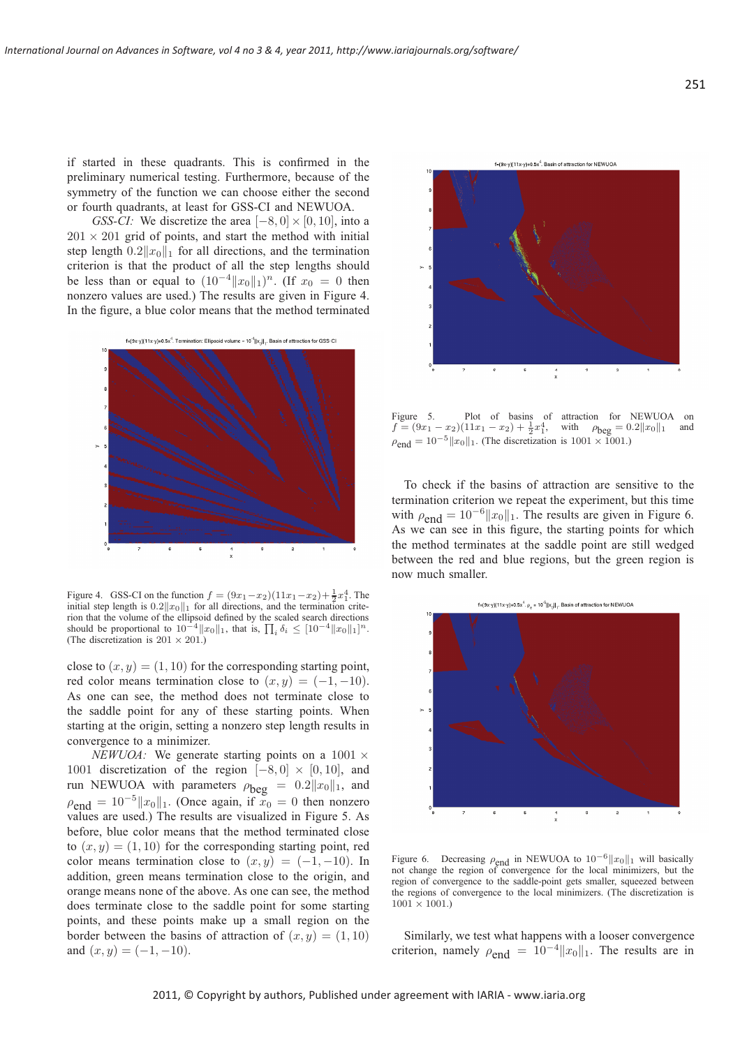if started in these quadrants. This is confirmed in the preliminary numerical testing. Furthermore, because of the symmetry of the function we can choose either the second or fourth quadrants, at least for GSS-CI and NEWUOA.

*GSS-CI:* We discretize the area $[-8, 0] \times [0, 10]$, into a $201 \times 201$ grid of points, and start the method with initial step length $0.2\|x_0\|_1$ for all directions, and the termination criterion is that the product of all the step lengths should be less than or equal to $(10^{-4}\|x_0\|_1)^n$. (If $x_0 = 0$ then nonzero values are used.) The results are given in Figure 4. In the figure, a blue color means that the method terminated close to $(x, y) = (1, 10)$ for the corresponding starting point, red color means termination close to $(x, y) = (-1, -10)$. As one can see, the method does not terminate close to the saddle point for any of these starting points. When starting at the origin, setting a nonzero step length results in convergence to a minimizer.

Figure 4. GSS-CI on the function $f = (9x_1 - x_2)(11x_1 - x_2) + \frac{1}{2}x_1^4$. The initial step length is $0.2\|x_0\|_1$ for all directions, and the termination criterion that the volume of the ellipsoid defined by the scaled search directions should be proportional to $10^{-4}\|x_0\|_1$, that is, $\prod_i \delta_i \leq [10^{-4}\|x_0\|_1]^n$. (The discretization is $201 \times 201$.)

*NEWUOA:* We generate starting points on a $1001 \times 1001$ discretization of the region $[-8, 0] \times [0, 10]$, and run NEWUOA with parameters $\rho_{\text{beg}} = 0.2\|x_0\|_1$, and $\rho_{\text{end}} = 10^{-5}\|x_0\|_1$. (Once again, if $x_0 = 0$ then nonzero values are used.) The results are visualized in Figure 5. As before, blue color means that the method terminated close to $(x, y) = (1, 10)$ for the corresponding starting point, red color means termination close to $(x, y) = (-1, -10)$. In addition, green means termination close to the origin, and orange means none of the above. As one can see, the method does terminate close to the saddle point for some starting points, and these points make up a small region on the border between the basins of attraction of $(x, y) = (1, 10)$ and $(x, y) = (-1, -10)$.

Figure 5. Plot of basins of attraction for NEWUOA on $f = (9x_1 - x_2)(11x_1 - x_2) + \frac{1}{2}x_1^4$, with $\rho_{\text{beg}} = 0.2\|x_0\|_1$ and $\rho_{\text{end}} = 10^{-5}\|x_0\|_1$. (The discretization is $1001 \times 1001$.)

To check if the basins of attraction are sensitive to the termination criterion we repeat the experiment, but this time with $\rho_{\text{end}} = 10^{-6}\|x_0\|_1$. The results are given in Figure 6. As we can see in this figure, the starting points for which the method terminates at the saddle point are still wedged between the red and blue regions, but the green region is now much smaller.

Figure 6. Decreasing $\rho_{\text{end}}$ in NEWUOA to $10^{-6}\|x_0\|_1$ will basically not change the region of convergence for the local minimizers, but the region of convergence to the saddle-point gets smaller, squeezed between the regions of convergence to the local minimizers. (The discretization is $1001 \times 1001$.)

Similarly, we test what happens with a looser convergence criterion, namely $\rho_{\text{end}} = 10^{-4}\|x_0\|_1$. The results are in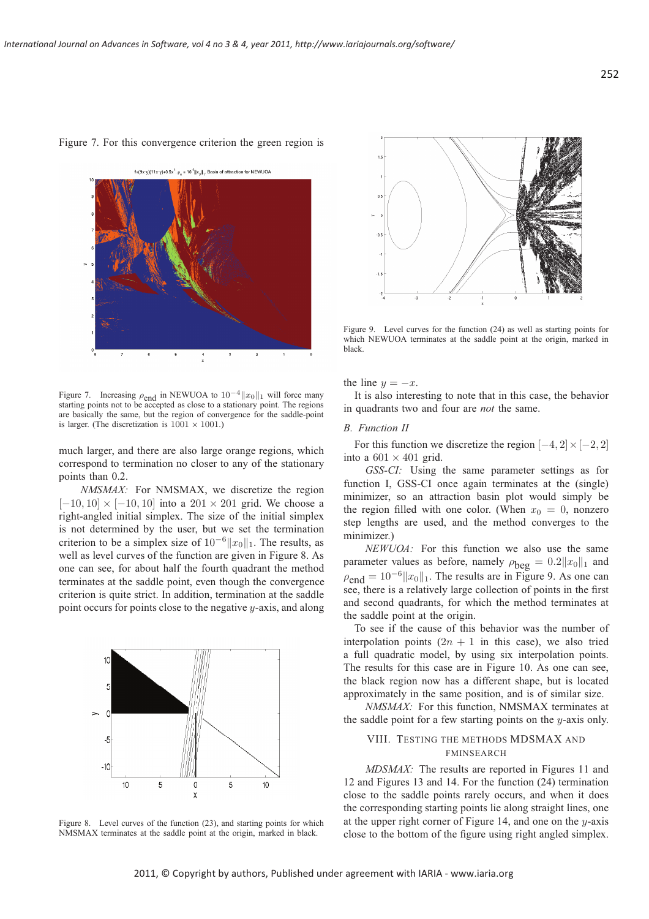Figure 7. For this convergence criterion the green region is

Figure 7. Increasing $\rho_{\text{end}}$ in NEWUOA to $10^{-4}\|x_0\|_1$ will force many starting points not to be accepted as close to a stationary point. The regions are basically the same, but the region of convergence for the saddle-point is larger. (The discretization is $1001 \times 1001$.)

much larger, and there are also large orange regions, which correspond to termination no closer to any of the stationary points than 0.2.

*NMSMAX:* For NMSMAX, we discretize the region $[-10, 10] \times [-10, 10]$ into a $201 \times 201$ grid. We choose a right-angled initial simplex. The size of the initial simplex is not determined by the user, but we set the termination criterion to be a simplex size of $10^{-6}\|x_0\|_1$. The results, as well as level curves of the function are given in Figure 8. As one can see, for about half the fourth quadrant the method terminates at the saddle point, even though the convergence criterion is quite strict. In addition, termination at the saddle point occurs for points close to the negative $y$-axis, and along

Figure 8. Level curves of the function (23), and starting points for which NMSMAX terminates at the saddle point at the origin, marked in black.

Figure 9. Level curves for the function (24) as well as starting points for which NEWUOA terminates at the saddle point at the origin, marked in black.

the line $y = -x$.

It is also interesting to note that in this case, the behavior in quadrants two and four are *not* the same.

### B. Function II

For this function we discretize the region $[-4, 2] \times [-2, 2]$ into a $601 \times 401$ grid.

*GSS-CI:* Using the same parameter settings as for function I, GSS-CI once again terminates at the (single) minimizer, so an attraction basin plot would simply be the region filled with one color. (When $x_0 = 0$, nonzero step lengths are used, and the method converges to the minimizer.)

*NEWUOA:* For this function we also use the same parameter values as before, namely $\rho_{\text{beg}} = 0.2\|x_0\|_1$ and $\rho_{\text{end}} = 10^{-6}\|x_0\|_1$. The results are in Figure 9. As one can see, there is a relatively large collection of points in the first and second quadrants, for which the method terminates at the saddle point at the origin.

To see if the cause of this behavior was the number of interpolation points ($2n + 1$ in this case), we also tried a full quadratic model, by using six interpolation points. The results for this case are in Figure 10. As one can see, the black region now has a different shape, but is located approximately in the same position, and is of similar size.

*NMSMAX:* For this function, NMSMAX terminates at the saddle point for a few starting points on the $y$-axis only.

## VIII. Testing the Methods MDSMAX and FMINSEARCH

*MDSMAX:* The results are reported in Figures 11 and 12 and Figures 13 and 14. For the function (24) termination close to the saddle points rarely occurs, and when it does the corresponding starting points lie along straight lines, one at the upper right corner of Figure 14, and one on the $y$-axis close to the bottom of the figure using right angled simplex.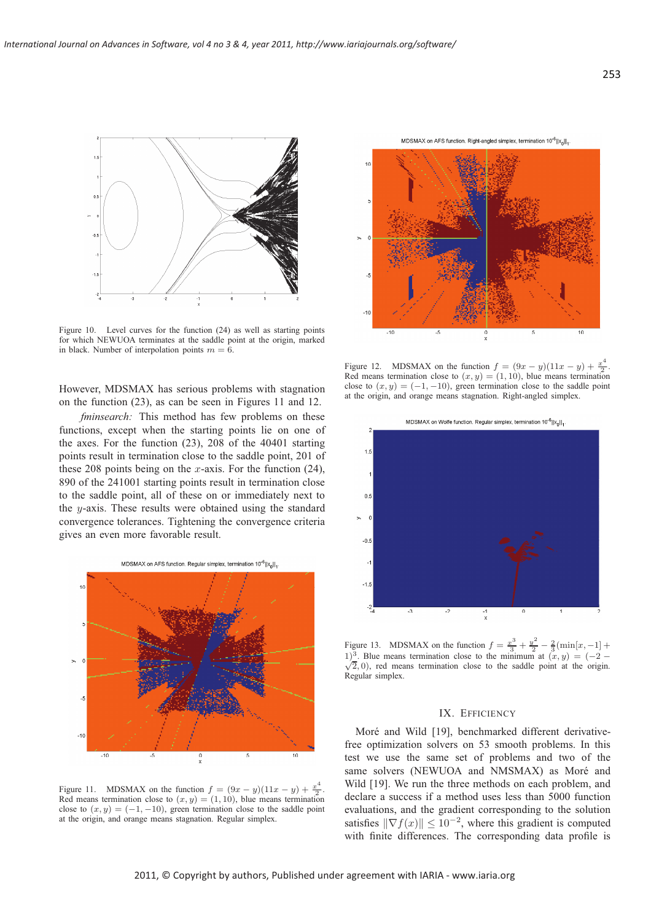Figure 10. Level curves for the function (24) as well as starting points for which NEWUOA terminates at the saddle point at the origin, marked in black. Number of interpolation points $m = 6$.

However, MDSMAX has serious problems with stagnation on the function (23), as can be seen in Figures 11 and 12.

*fminsearch:* This method has few problems on these functions, except when the starting points lie on one of the axes. For the function (23), 208 of the 40401 starting points result in termination close to the saddle point, 201 of these 208 points being on the $x$-axis. For the function (24), 890 of the 241001 starting points result in termination close to the saddle point, all of these on or immediately next to the $y$-axis. These results were obtained using the standard convergence tolerances. Tightening the convergence criteria gives an even more favorable result.

Figure 11. MDSMAX on the function $f = (9x - y)(11x - y) + \frac{x^4}{2}$. Red means termination close to $(x, y) = (1, 10)$, blue means termination close to $(x, y) = (-1, -10)$, green termination close to the saddle point at the origin, and orange means stagnation. Regular simplex.

Figure 12. MDSMAX on the function $f = (9x - y)(11x - y) + \frac{x^4}{2}$. Red means termination close to $(x, y) = (1, 10)$, blue means termination close to $(x, y) = (-1, -10)$, green termination close to the saddle point at the origin, and orange means stagnation. Right-angled simplex.

Figure 13. MDSMAX on the function $f = \frac{x^3}{3} + \frac{y^2}{2} - \frac{2}{3}(\min[x, -1] + 1)^3$. Blue means termination close to the minimum at $(x, y) = (-2 - \sqrt{2}, 0)$, red means termination close to the saddle point at the origin. Regular simplex.

## IX. Efficiency

Moré and Wild [19], benchmarked different derivative-free optimization solvers on 53 smooth problems. In this test we use the same set of problems and two of the same solvers (NEWUOA and NMSMAX) as Moré and Wild [19]. We run the three methods on each problem, and declare a success if a method uses less than 5000 function evaluations, and the gradient corresponding to the solution satisfies $\|\nabla f(x)\| \leq 10^{-2}$, where this gradient is computed with finite differences. The corresponding data profile is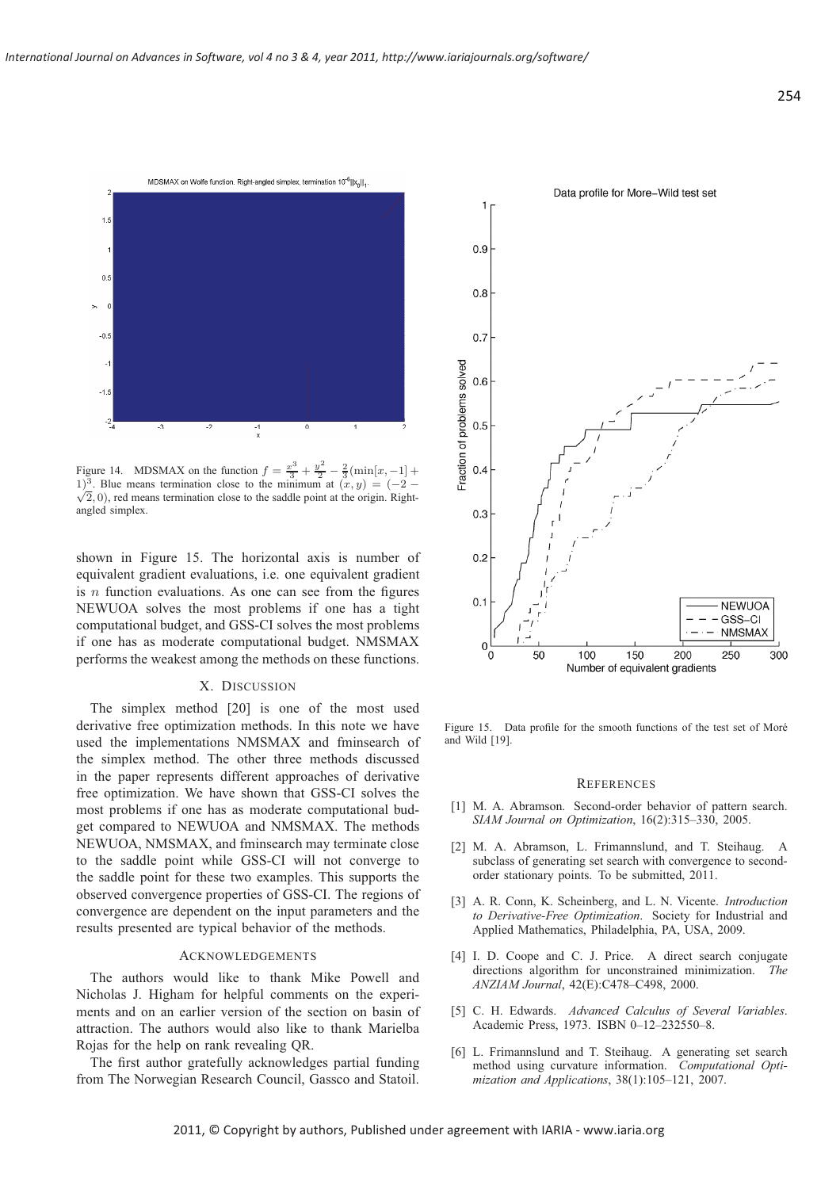Figure 14. MDSMAX on the function $f = \frac{x^3}{3} + \frac{y^2}{2} - \frac{2}{3}(\min[x, -1] + 1)^3$. Blue means termination close to the minimum at $(x, y) = (-2 - \sqrt{2}, 0)$, red means termination close to the saddle point at the origin. Right-angled simplex.

shown in Figure 15. The horizontal axis is number of equivalent gradient evaluations, i.e. one equivalent gradient is $n$ function evaluations. As one can see from the figures NEWUOA solves the most problems if one has a tight computational budget, and GSS-CI solves the most problems if one has as moderate computational budget. NMSMAX performs the weakest among the methods on these functions.

## X. Discussion

The simplex method [20] is one of the most used derivative free optimization methods. In this note we have used the implementations NMSMAX and fminsearch of the simplex method. The other three methods discussed in the paper represents different approaches of derivative free optimization. We have shown that GSS-CI solves the most problems if one has as moderate computational budget compared to NEWUOA and NMSMAX. The methods NEWUOA, NMSMAX, and fminsearch may terminate close to the saddle point while GSS-CI will not converge to the saddle point for these two examples. This supports the observed convergence properties of GSS-CI. The regions of convergence are dependent on the input parameters and the results presented are typical behavior of the methods.

## Acknowledgements

The authors would like to thank Mike Powell and Nicholas J. Higham for helpful comments on the experiments and on an earlier version of the section on basin of attraction. The authors would also like to thank Marielba Rojas for the help on rank revealing QR.

The first author gratefully acknowledges partial funding from The Norwegian Research Council, Gassco and Statoil.

Figure 15. Data profile for the smooth functions of the test set of Moré and Wild [19].

## References

[1] M. A. Abramson. Second-order behavior of pattern search. *SIAM Journal on Optimization*, 16(2):315–330, 2005.

[2] M. A. Abramson, L. Frimannslund, and T. Steihaug. A subclass of generating set search with convergence to second-order stationary points. To be submitted, 2011.

[3] A. R. Conn, K. Scheinberg, and L. N. Vicente. *Introduction to Derivative-Free Optimization*. Society for Industrial and Applied Mathematics, Philadelphia, PA, USA, 2009.

[4] I. D. Coope and C. J. Price. A direct search conjugate directions algorithm for unconstrained minimization. *The ANZIAM Journal*, 42(E):C478–C498, 2000.

[5] C. H. Edwards. *Advanced Calculus of Several Variables*. Academic Press, 1973. ISBN 0–12–232550–8.

[6] L. Frimannslund and T. Steihaug. A generating set search method using curvature information. *Computational Optimization and Applications*, 38(1):105–121, 2007.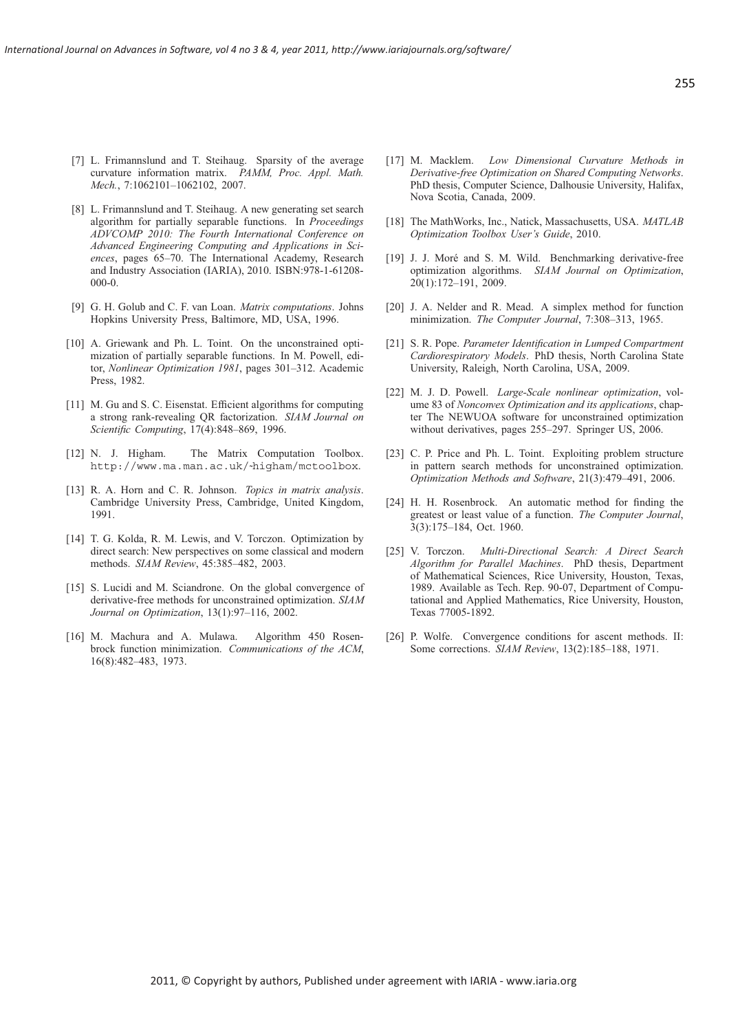[7] L. Frimannslund and T. Steihaug. Sparsity of the average curvature information matrix. *PAMM, Proc. Appl. Math. Mech.*, 7:1062101–1062102, 2007.

[8] L. Frimannslund and T. Steihaug. A new generating set search algorithm for partially separable functions. In *Proceedings ADVCOMP 2010: The Fourth International Conference on Advanced Engineering Computing and Applications in Sciences*, pages 65–70. The International Academy, Research and Industry Association (IARIA), 2010. ISBN:978-1-61208-000-0.

[9] G. H. Golub and C. F. van Loan. *Matrix computations*. Johns Hopkins University Press, Baltimore, MD, USA, 1996.

[10] A. Griewank and Ph. L. Toint. On the unconstrained optimization of partially separable functions. In M. Powell, editor, *Nonlinear Optimization 1981*, pages 301–312. Academic Press, 1982.

[11] M. Gu and S. C. Eisenstat. Efficient algorithms for computing a strong rank-revealing QR factorization. *SIAM Journal on Scientific Computing*, 17(4):848–869, 1996.

[12] N. J. Higham. The Matrix Computation Toolbox. http://www.ma.man.ac.uk/~higham/mctoolbox.

[13] R. A. Horn and C. R. Johnson. *Topics in matrix analysis*. Cambridge University Press, Cambridge, United Kingdom, 1991.

[14] T. G. Kolda, R. M. Lewis, and V. Torczon. Optimization by direct search: New perspectives on some classical and modern methods. *SIAM Review*, 45:385–482, 2003.

[15] S. Lucidi and M. Sciandrone. On the global convergence of derivative-free methods for unconstrained optimization. *SIAM Journal on Optimization*, 13(1):97–116, 2002.

[16] M. Machura and A. Mulawa. Algorithm 450 Rosenbrock function minimization. *Communications of the ACM*, 16(8):482–483, 1973.

[17] M. Macklem. *Low Dimensional Curvature Methods in Derivative-free Optimization on Shared Computing Networks*. PhD thesis, Computer Science, Dalhousie University, Halifax, Nova Scotia, Canada, 2009.

[18] The MathWorks, Inc., Natick, Massachusetts, USA. *MATLAB Optimization Toolbox User's Guide*, 2010.

[19] J. J. Moré and S. M. Wild. Benchmarking derivative-free optimization algorithms. *SIAM Journal on Optimization*, 20(1):172–191, 2009.

[20] J. A. Nelder and R. Mead. A simplex method for function minimization. *The Computer Journal*, 7:308–313, 1965.

[21] S. R. Pope. *Parameter Identification in Lumped Compartment Cardiorespiratory Models*. PhD thesis, North Carolina State University, Raleigh, North Carolina, USA, 2009.

[22] M. J. D. Powell. *Large-Scale nonlinear optimization*, volume 83 of *Nonconvex Optimization and its applications*, chapter The NEWUOA software for unconstrained optimization without derivatives, pages 255–297. Springer US, 2006.

[23] C. P. Price and Ph. L. Toint. Exploiting problem structure in pattern search methods for unconstrained optimization. *Optimization Methods and Software*, 21(3):479–491, 2006.

[24] H. H. Rosenbrock. An automatic method for finding the greatest or least value of a function. *The Computer Journal*, 3(3):175–184, Oct. 1960.

[25] V. Torczon. *Multi-Directional Search: A Direct Search Algorithm for Parallel Machines*. PhD thesis, Department of Mathematical Sciences, Rice University, Houston, Texas, 1989. Available as Tech. Rep. 90-07, Department of Computational and Applied Mathematics, Rice University, Houston, Texas 77005-1892.

[26] P. Wolfe. Convergence conditions for ascent methods. II: Some corrections. *SIAM Review*, 13(2):185–188, 1971.